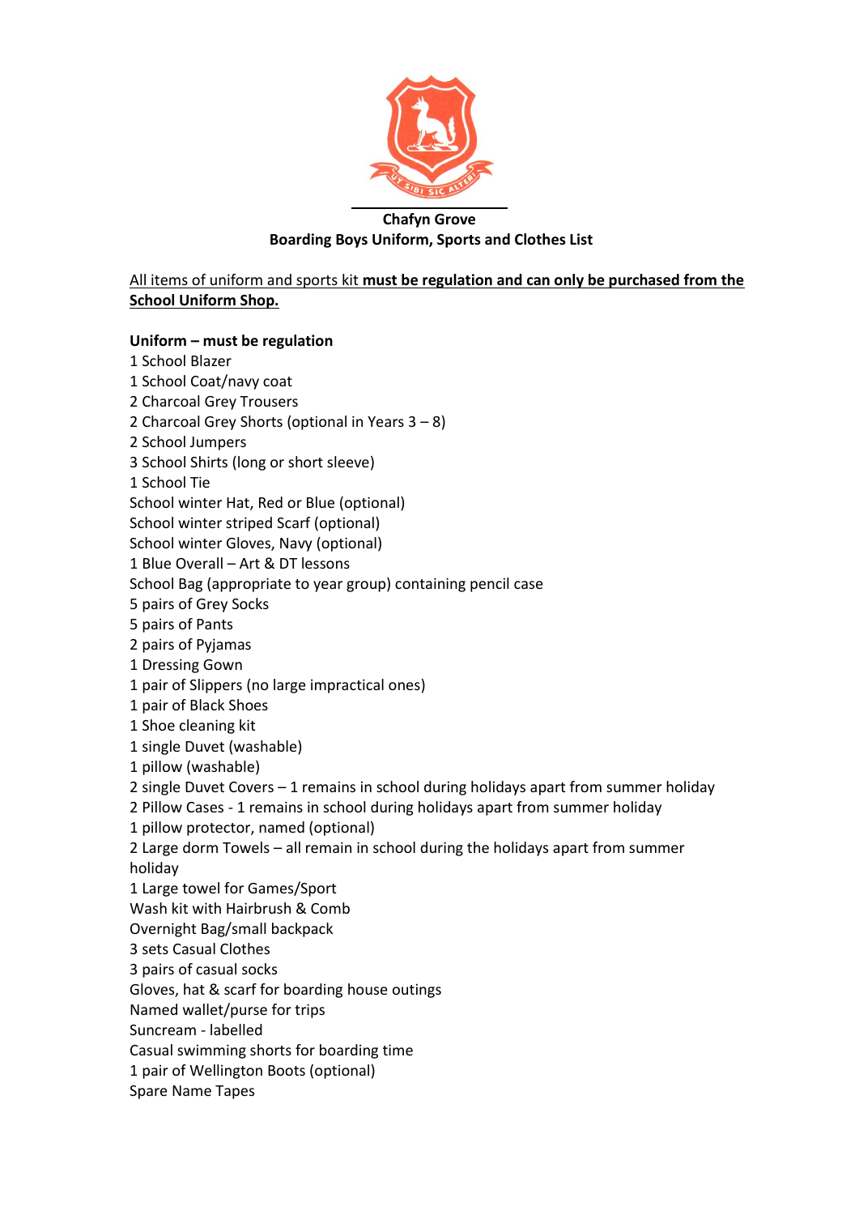**Chafyn Grove**

**Boarding Boys Uniform, Sports and Clothes List**

All items of uniform and sports kit **must be regulation and can only be purchased from the School Uniform Shop.**

**Uniform – must be regulation**

1 School Blazer
1 School Coat/navy coat
2 Charcoal Grey Trousers
2 Charcoal Grey Shorts (optional in Years 3 – 8)
2 School Jumpers
3 School Shirts (long or short sleeve)
1 School Tie
School winter Hat, Red or Blue (optional)
School winter striped Scarf (optional)
School winter Gloves, Navy (optional)
1 Blue Overall – Art & DT lessons
School Bag (appropriate to year group) containing pencil case
5 pairs of Grey Socks
5 pairs of Pants
2 pairs of Pyjamas
1 Dressing Gown
1 pair of Slippers (no large impractical ones)
1 pair of Black Shoes
1 Shoe cleaning kit
1 single Duvet (washable)
1 pillow (washable)
2 single Duvet Covers – 1 remains in school during holidays apart from summer holiday
2 Pillow Cases - 1 remains in school during holidays apart from summer holiday
1 pillow protector, named (optional)
2 Large dorm Towels – all remain in school during the holidays apart from summer holiday
1 Large towel for Games/Sport
Wash kit with Hairbrush & Comb
Overnight Bag/small backpack
3 sets Casual Clothes
3 pairs of casual socks
Gloves, hat & scarf for boarding house outings
Named wallet/purse for trips
Suncream - labelled
Casual swimming shorts for boarding time
1 pair of Wellington Boots (optional)
Spare Name Tapes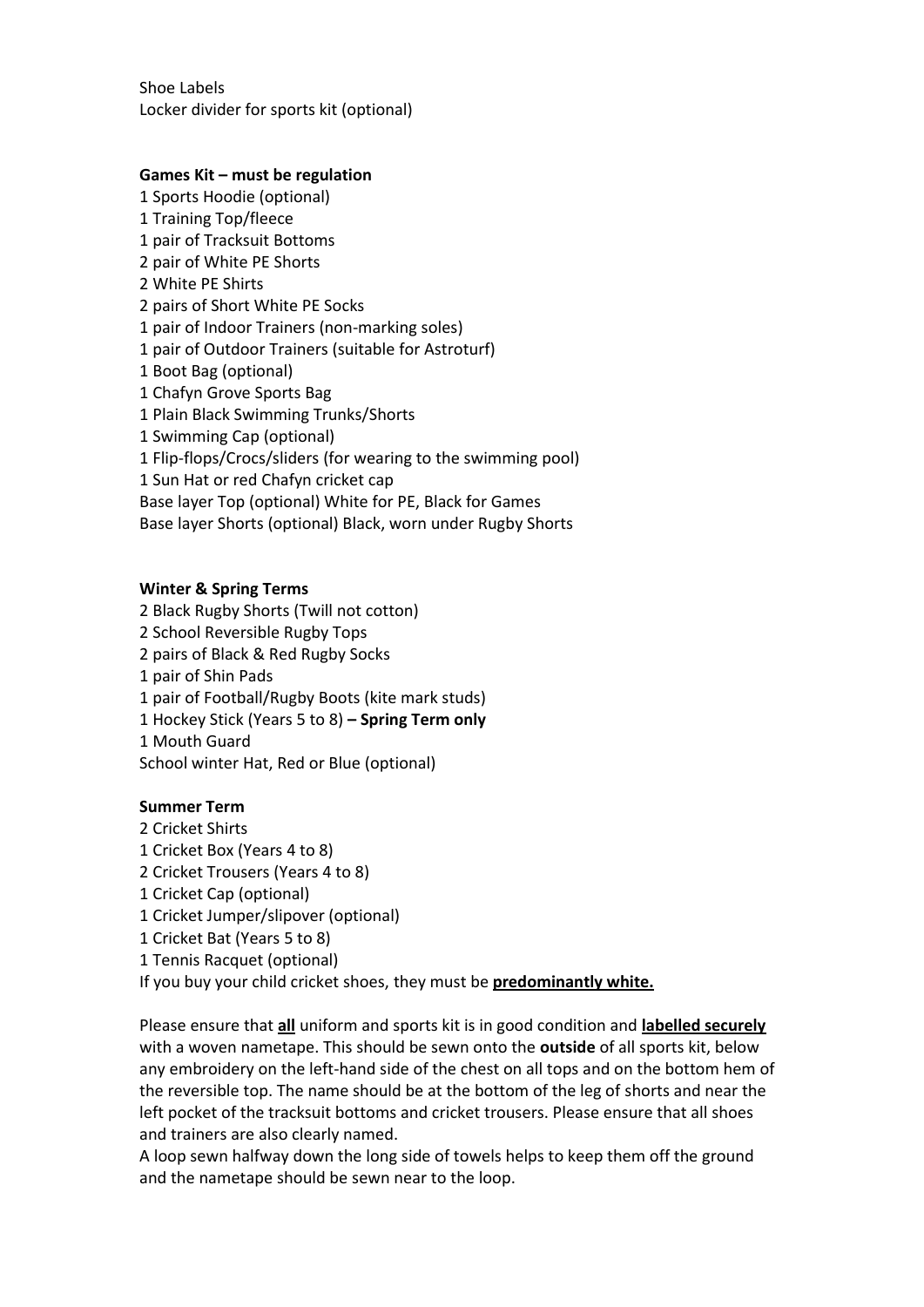Shoe Labels
Locker divider for sports kit (optional)

**Games Kit – must be regulation**

1 Sports Hoodie (optional)
1 Training Top/fleece
1 pair of Tracksuit Bottoms
2 pair of White PE Shorts
2 White PE Shirts
2 pairs of Short White PE Socks
1 pair of Indoor Trainers (non-marking soles)
1 pair of Outdoor Trainers (suitable for Astroturf)
1 Boot Bag (optional)
1 Chafyn Grove Sports Bag
1 Plain Black Swimming Trunks/Shorts
1 Swimming Cap (optional)
1 Flip-flops/Crocs/sliders (for wearing to the swimming pool)
1 Sun Hat or red Chafyn cricket cap
Base layer Top (optional) White for PE, Black for Games
Base layer Shorts (optional) Black, worn under Rugby Shorts

**Winter & Spring Terms**

2 Black Rugby Shorts (Twill not cotton)
2 School Reversible Rugby Tops
2 pairs of Black & Red Rugby Socks
1 pair of Shin Pads
1 pair of Football/Rugby Boots (kite mark studs)
1 Hockey Stick (Years 5 to 8) **– Spring Term only**
1 Mouth Guard
School winter Hat, Red or Blue (optional)

**Summer Term**

2 Cricket Shirts
1 Cricket Box (Years 4 to 8)
2 Cricket Trousers (Years 4 to 8)
1 Cricket Cap (optional)
1 Cricket Jumper/slipover (optional)
1 Cricket Bat (Years 5 to 8)
1 Tennis Racquet (optional)
If you buy your child cricket shoes, they must be **predominantly white.**

Please ensure that **all** uniform and sports kit is in good condition and **labelled securely** with a woven nametape. This should be sewn onto the **outside** of all sports kit, below any embroidery on the left-hand side of the chest on all tops and on the bottom hem of the reversible top. The name should be at the bottom of the leg of shorts and near the left pocket of the tracksuit bottoms and cricket trousers. Please ensure that all shoes and trainers are also clearly named.
A loop sewn halfway down the long side of towels helps to keep them off the ground and the nametape should be sewn near to the loop.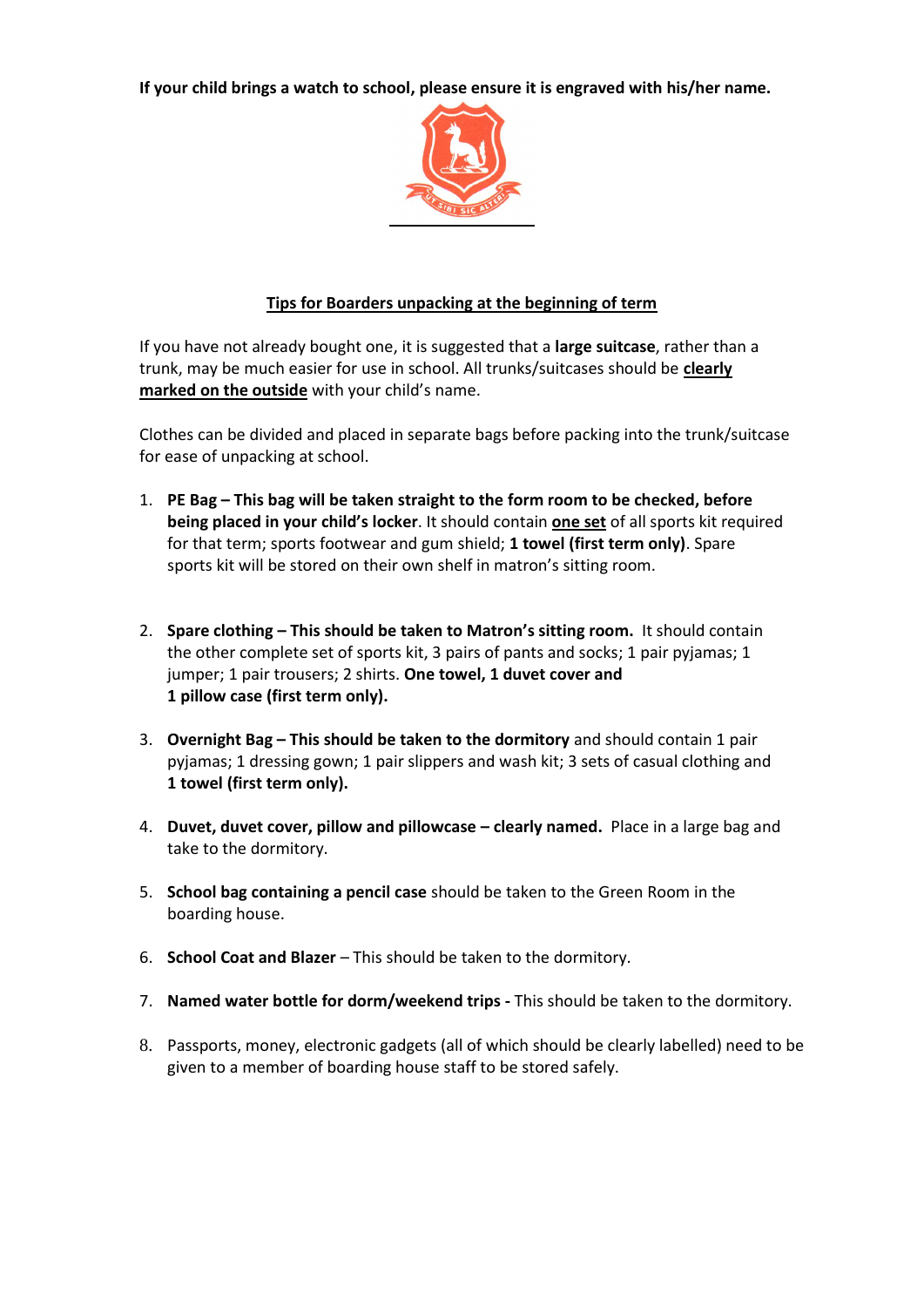**If your child brings a watch to school, please ensure it is engraved with his/her name.**

## Tips for Boarders unpacking at the beginning of term

If you have not already bought one, it is suggested that a **large suitcase**, rather than a trunk, may be much easier for use in school. All trunks/suitcases should be **clearly marked on the outside** with your child's name.

Clothes can be divided and placed in separate bags before packing into the trunk/suitcase for ease of unpacking at school.

1. **PE Bag – This bag will be taken straight to the form room to be checked, before being placed in your child's locker**. It should contain **one set** of all sports kit required for that term; sports footwear and gum shield; **1 towel (first term only)**. Spare sports kit will be stored on their own shelf in matron's sitting room.

2. **Spare clothing – This should be taken to Matron's sitting room.** It should contain the other complete set of sports kit, 3 pairs of pants and socks; 1 pair pyjamas; 1 jumper; 1 pair trousers; 2 shirts. **One towel, 1 duvet cover and 1 pillow case (first term only).**

3. **Overnight Bag – This should be taken to the dormitory** and should contain 1 pair pyjamas; 1 dressing gown; 1 pair slippers and wash kit; 3 sets of casual clothing and **1 towel (first term only).**

4. **Duvet, duvet cover, pillow and pillowcase – clearly named.** Place in a large bag and take to the dormitory.

5. **School bag containing a pencil case** should be taken to the Green Room in the boarding house.

6. **School Coat and Blazer** – This should be taken to the dormitory.

7. **Named water bottle for dorm/weekend trips -** This should be taken to the dormitory.

8. Passports, money, electronic gadgets (all of which should be clearly labelled) need to be given to a member of boarding house staff to be stored safely.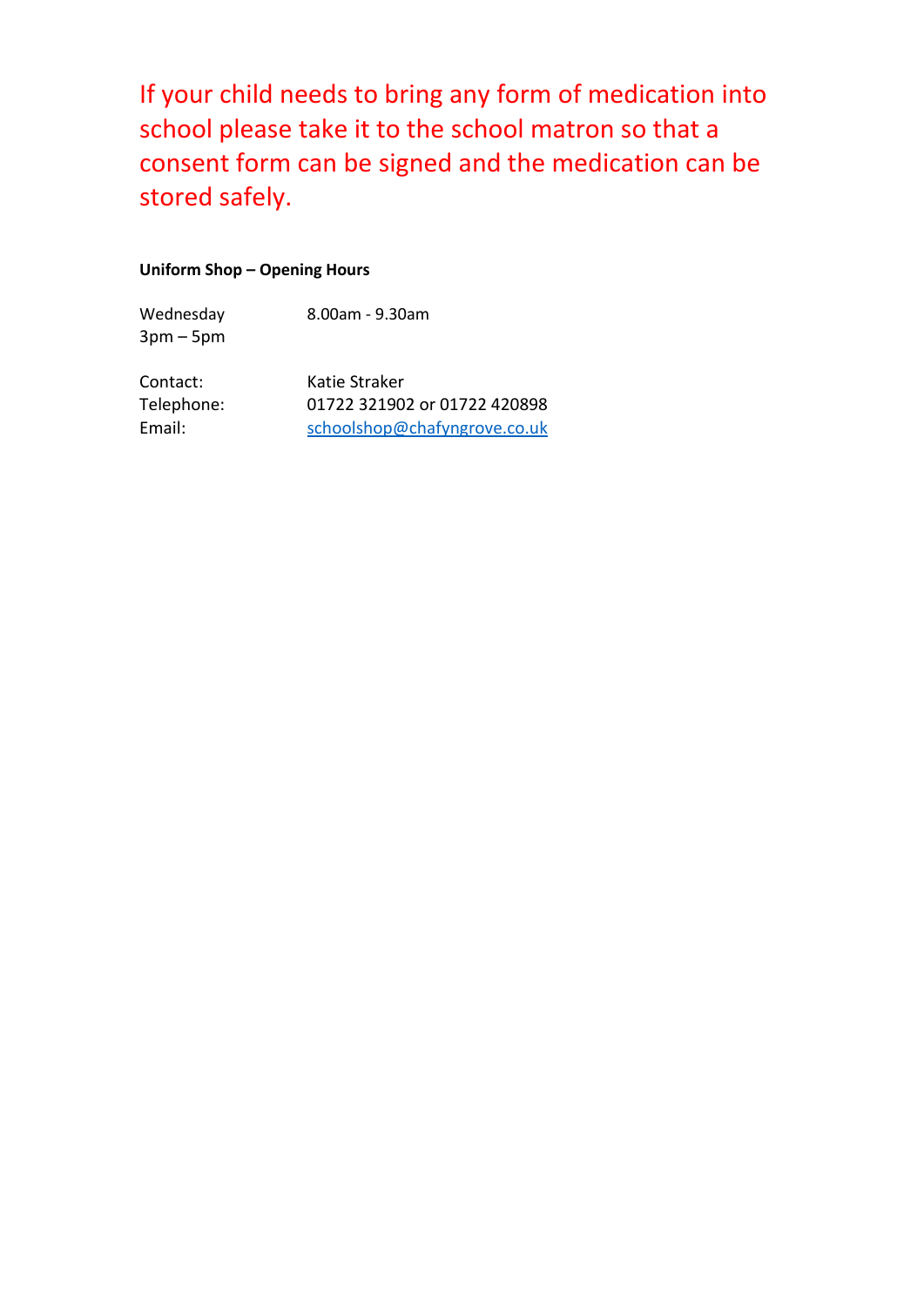If your child needs to bring any form of medication into school please take it to the school matron so that a consent form can be signed and the medication can be stored safely.

**Uniform Shop – Opening Hours**

| | |
|---|---|
| Wednesday | 8.00am - 9.30am |
| 3pm – 5pm | |

| | |
|---|---|
| Contact: | Katie Straker |
| Telephone: | 01722 321902 or 01722 420898 |
| Email: | schoolshop@chafyngrove.co.uk |